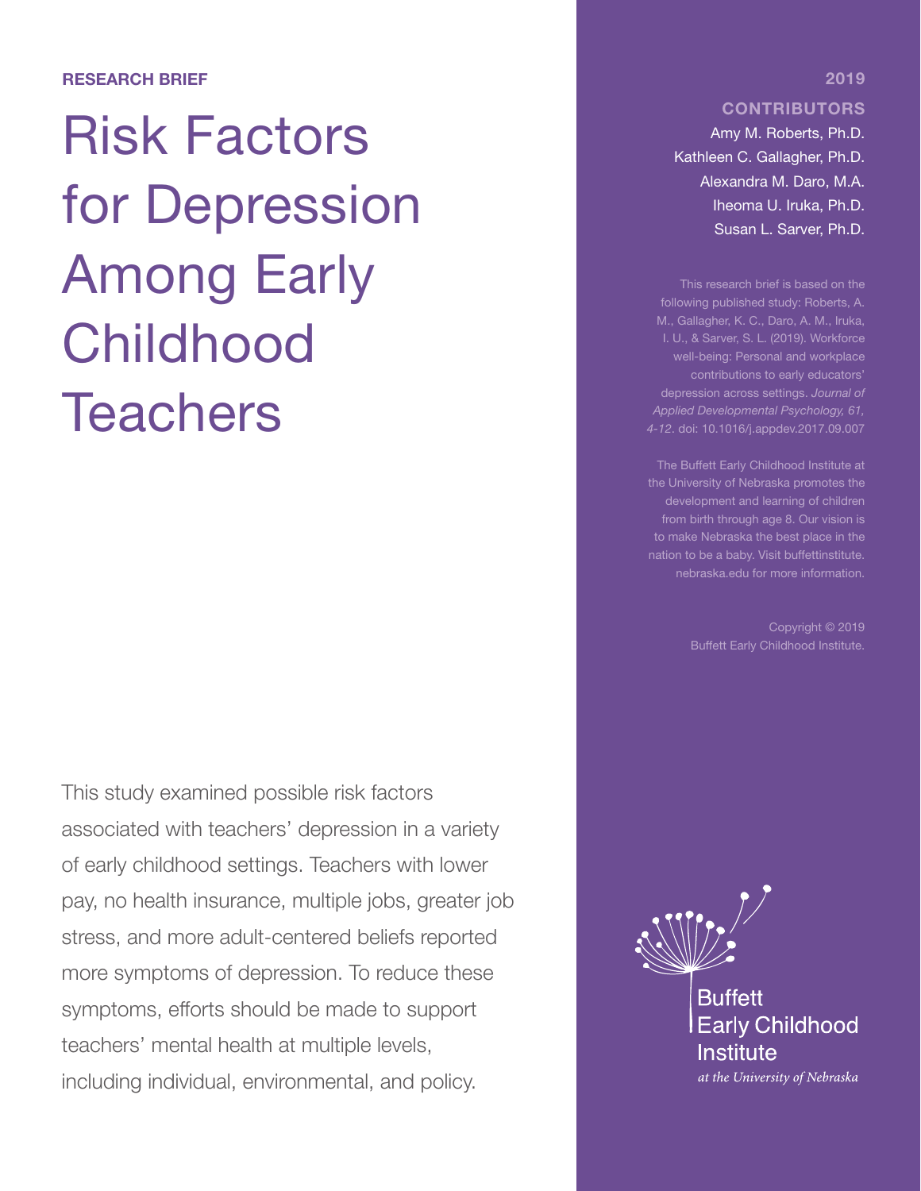**RESEARCH BRIEF**

# Risk Factors for Depression Among Early Childhood Teachers

This study examined possible risk factors associated with teachers' depression in a variety of early childhood settings. Teachers with lower pay, no health insurance, multiple jobs, greater job stress, and more adult-centered beliefs reported more symptoms of depression. To reduce these symptoms, efforts should be made to support teachers' mental health at multiple levels, including individual, environmental, and policy.

**2019**

**CONTRIBUTORS**

Amy M. Roberts, Ph.D.
Kathleen C. Gallagher, Ph.D.
Alexandra M. Daro, M.A.
Iheoma U. Iruka, Ph.D.
Susan L. Sarver, Ph.D.

This research brief is based on the following published study: Roberts, A. M., Gallagher, K. C., Daro, A. M., Iruka, I. U., & Sarver, S. L. (2019). Workforce well-being: Personal and workplace contributions to early educators' depression across settings. *Journal of Applied Developmental Psychology, 61, 4-12.* doi: 10.1016/j.appdev.2017.09.007

The Buffett Early Childhood Institute at the University of Nebraska promotes the development and learning of children from birth through age 8. Our vision is to make Nebraska the best place in the nation to be a baby. Visit buffettinstitute.nebraska.edu for more information.

Copyright © 2019
Buffett Early Childhood Institute.

Buffett Early Childhood Institute
*at the University of Nebraska*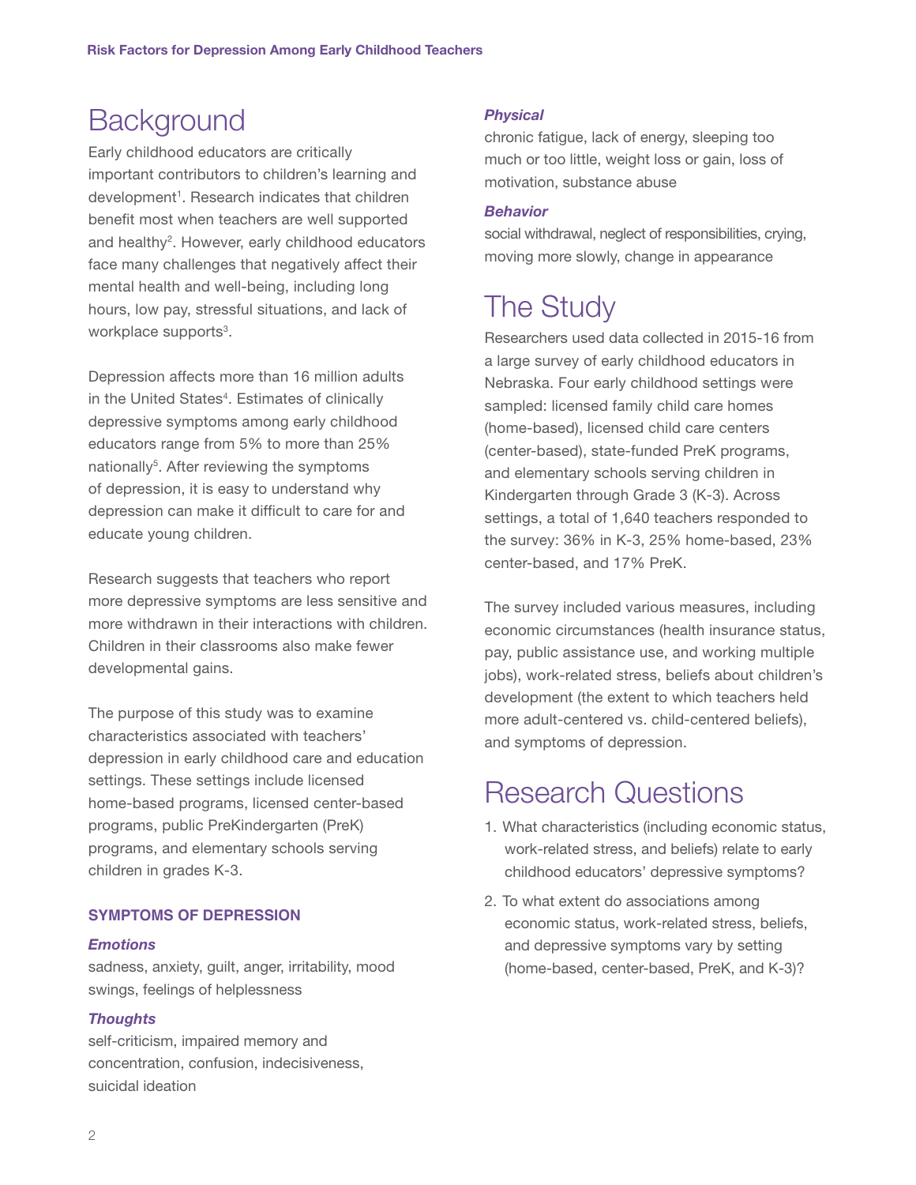# Background

Early childhood educators are critically important contributors to children's learning and development[1]. Research indicates that children benefit most when teachers are well supported and healthy[2]. However, early childhood educators face many challenges that negatively affect their mental health and well-being, including long hours, low pay, stressful situations, and lack of workplace supports[3].

Depression affects more than 16 million adults in the United States[4]. Estimates of clinically depressive symptoms among early childhood educators range from 5% to more than 25% nationally[5]. After reviewing the symptoms of depression, it is easy to understand why depression can make it difficult to care for and educate young children.

Research suggests that teachers who report more depressive symptoms are less sensitive and more withdrawn in their interactions with children. Children in their classrooms also make fewer developmental gains.

The purpose of this study was to examine characteristics associated with teachers' depression in early childhood care and education settings. These settings include licensed home-based programs, licensed center-based programs, public PreKindergarten (PreK) programs, and elementary schools serving children in grades K-3.

### SYMPTOMS OF DEPRESSION

***Emotions***

sadness, anxiety, guilt, anger, irritability, mood swings, feelings of helplessness

***Thoughts***

self-criticism, impaired memory and concentration, confusion, indecisiveness, suicidal ideation

***Physical***

chronic fatigue, lack of energy, sleeping too much or too little, weight loss or gain, loss of motivation, substance abuse

***Behavior***

social withdrawal, neglect of responsibilities, crying, moving more slowly, change in appearance

# The Study

Researchers used data collected in 2015-16 from a large survey of early childhood educators in Nebraska. Four early childhood settings were sampled: licensed family child care homes (home-based), licensed child care centers (center-based), state-funded PreK programs, and elementary schools serving children in Kindergarten through Grade 3 (K-3). Across settings, a total of 1,640 teachers responded to the survey: 36% in K-3, 25% home-based, 23% center-based, and 17% PreK.

The survey included various measures, including economic circumstances (health insurance status, pay, public assistance use, and working multiple jobs), work-related stress, beliefs about children's development (the extent to which teachers held more adult-centered vs. child-centered beliefs), and symptoms of depression.

# Research Questions

1. What characteristics (including economic status, work-related stress, and beliefs) relate to early childhood educators' depressive symptoms?
2. To what extent do associations among economic status, work-related stress, beliefs, and depressive symptoms vary by setting (home-based, center-based, PreK, and K-3)?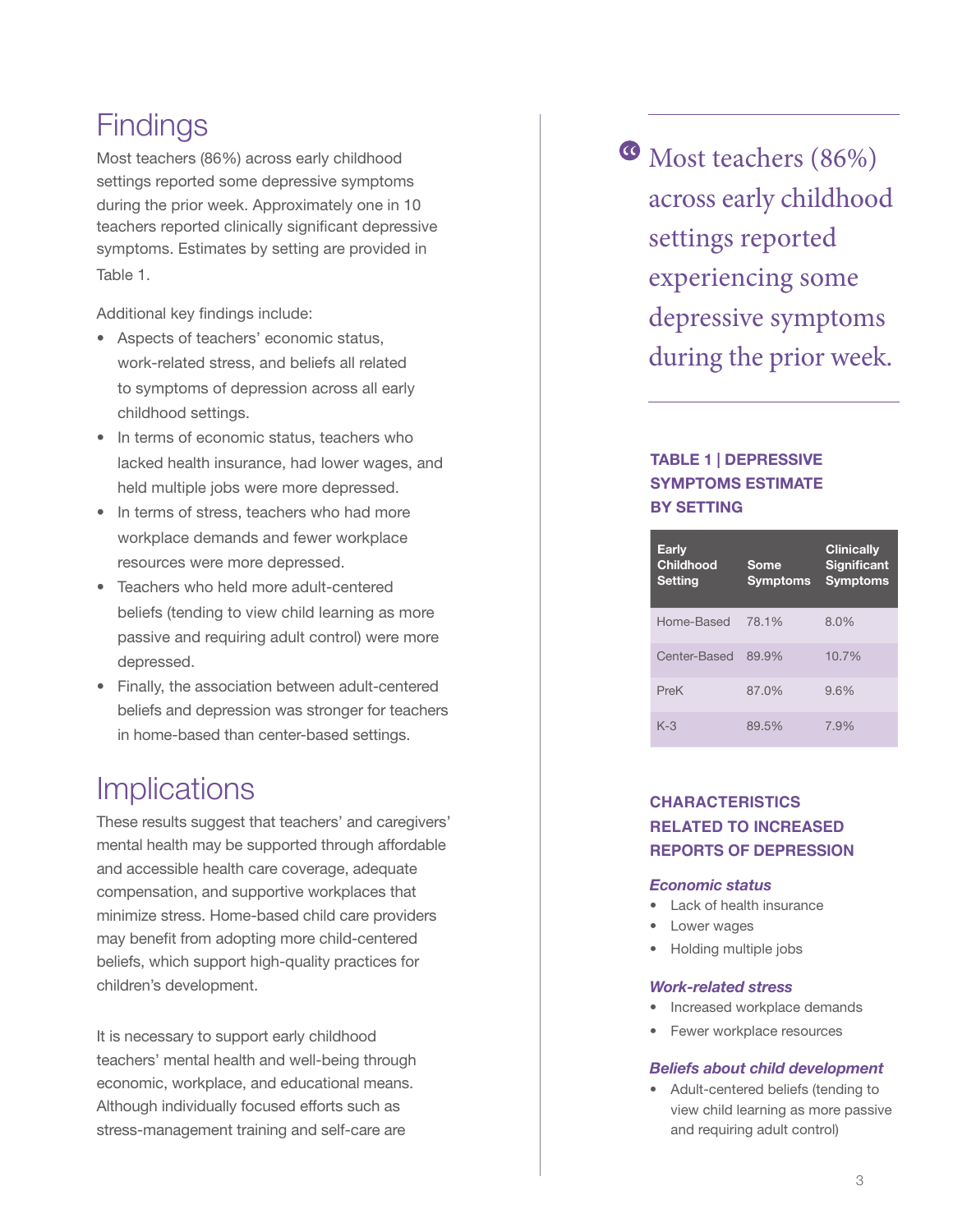## Findings

Most teachers (86%) across early childhood settings reported some depressive symptoms during the prior week. Approximately one in 10 teachers reported clinically significant depressive symptoms. Estimates by setting are provided in Table 1.

Additional key findings include:

- Aspects of teachers' economic status, work-related stress, and beliefs all related to symptoms of depression across all early childhood settings.
- In terms of economic status, teachers who lacked health insurance, had lower wages, and held multiple jobs were more depressed.
- In terms of stress, teachers who had more workplace demands and fewer workplace resources were more depressed.
- Teachers who held more adult-centered beliefs (tending to view child learning as more passive and requiring adult control) were more depressed.
- Finally, the association between adult-centered beliefs and depression was stronger for teachers in home-based than center-based settings.

## Implications

These results suggest that teachers' and caregivers' mental health may be supported through affordable and accessible health care coverage, adequate compensation, and supportive workplaces that minimize stress. Home-based child care providers may benefit from adopting more child-centered beliefs, which support high-quality practices for children's development.

It is necessary to support early childhood teachers' mental health and well-being through economic, workplace, and educational means. Although individually focused efforts such as stress-management training and self-care are

> Most teachers (86%) across early childhood settings reported experiencing some depressive symptoms during the prior week.

### TABLE 1 | DEPRESSIVE SYMPTOMS ESTIMATE BY SETTING

| Early Childhood Setting | Some Symptoms | Clinically Significant Symptoms |
|---|---|---|
| Home-Based | 78.1% | 8.0% |
| Center-Based | 89.9% | 10.7% |
| PreK | 87.0% | 9.6% |
| K-3 | 89.5% | 7.9% |

### CHARACTERISTICS RELATED TO INCREASED REPORTS OF DEPRESSION

***Economic status***

- Lack of health insurance
- Lower wages
- Holding multiple jobs

***Work-related stress***

- Increased workplace demands
- Fewer workplace resources

***Beliefs about child development***

- Adult-centered beliefs (tending to view child learning as more passive and requiring adult control)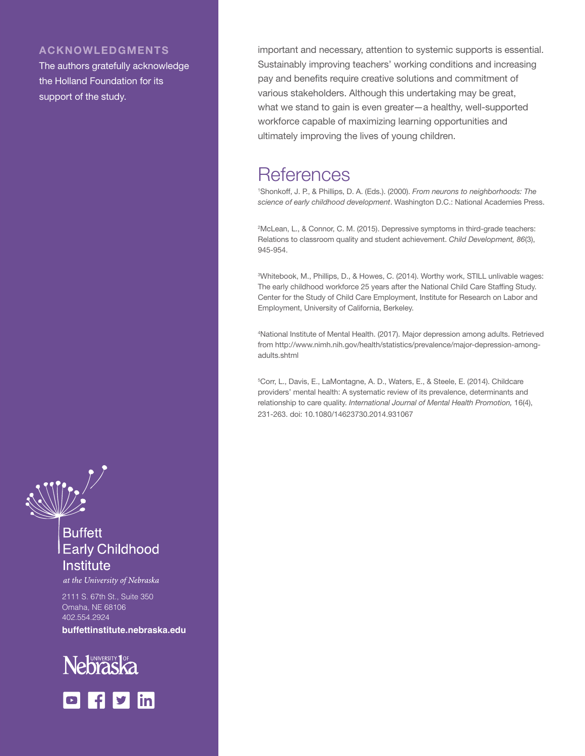## ACKNOWLEDGMENTS

The authors gratefully acknowledge the Holland Foundation for its support of the study.

important and necessary, attention to systemic supports is essential. Sustainably improving teachers' working conditions and increasing pay and benefits require creative solutions and commitment of various stakeholders. Although this undertaking may be great, what we stand to gain is even greater—a healthy, well-supported workforce capable of maximizing learning opportunities and ultimately improving the lives of young children.

# References

[1]Shonkoff, J. P., & Phillips, D. A. (Eds.). (2000). *From neurons to neighborhoods: The science of early childhood development*. Washington D.C.: National Academies Press.

[2]McLean, L., & Connor, C. M. (2015). Depressive symptoms in third-grade teachers: Relations to classroom quality and student achievement. *Child Development, 86*(3), 945-954.

[3]Whitebook, M., Phillips, D., & Howes, C. (2014). Worthy work, STILL unlivable wages: The early childhood workforce 25 years after the National Child Care Staffing Study. Center for the Study of Child Care Employment, Institute for Research on Labor and Employment, University of California, Berkeley.

[4]National Institute of Mental Health. (2017). Major depression among adults. Retrieved from http://www.nimh.nih.gov/health/statistics/prevalence/major-depression-among-adults.shtml

[5]Corr, L., Davis, E., LaMontagne, A. D., Waters, E., & Steele, E. (2014). Childcare providers' mental health: A systematic review of its prevalence, determinants and relationship to care quality. *International Journal of Mental Health Promotion,* 16(4), 231-263. doi: 10.1080/14623730.2014.931067

Buffett Early Childhood Institute

*at the University of Nebraska*

2111 S. 67th St., Suite 350
Omaha, NE 68106
402.554.2924

**buffettinstitute.nebraska.edu**

University of Nebraska